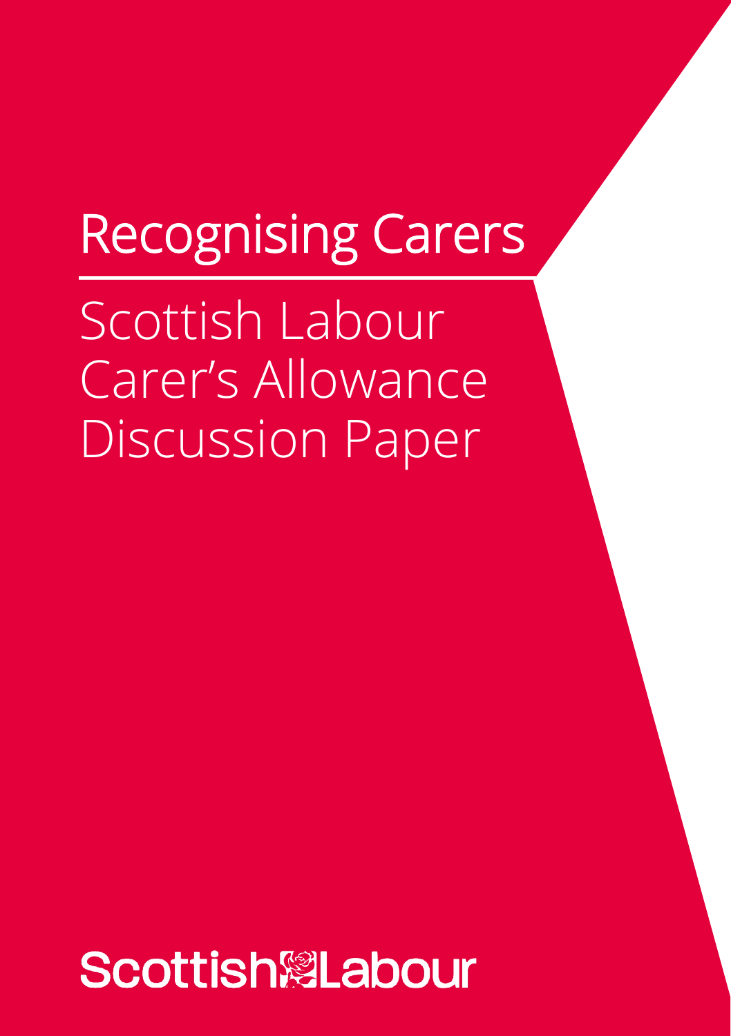# Recognising Carers

## Scottish Labour Carer's Allowance Discussion Paper

Scottish Labour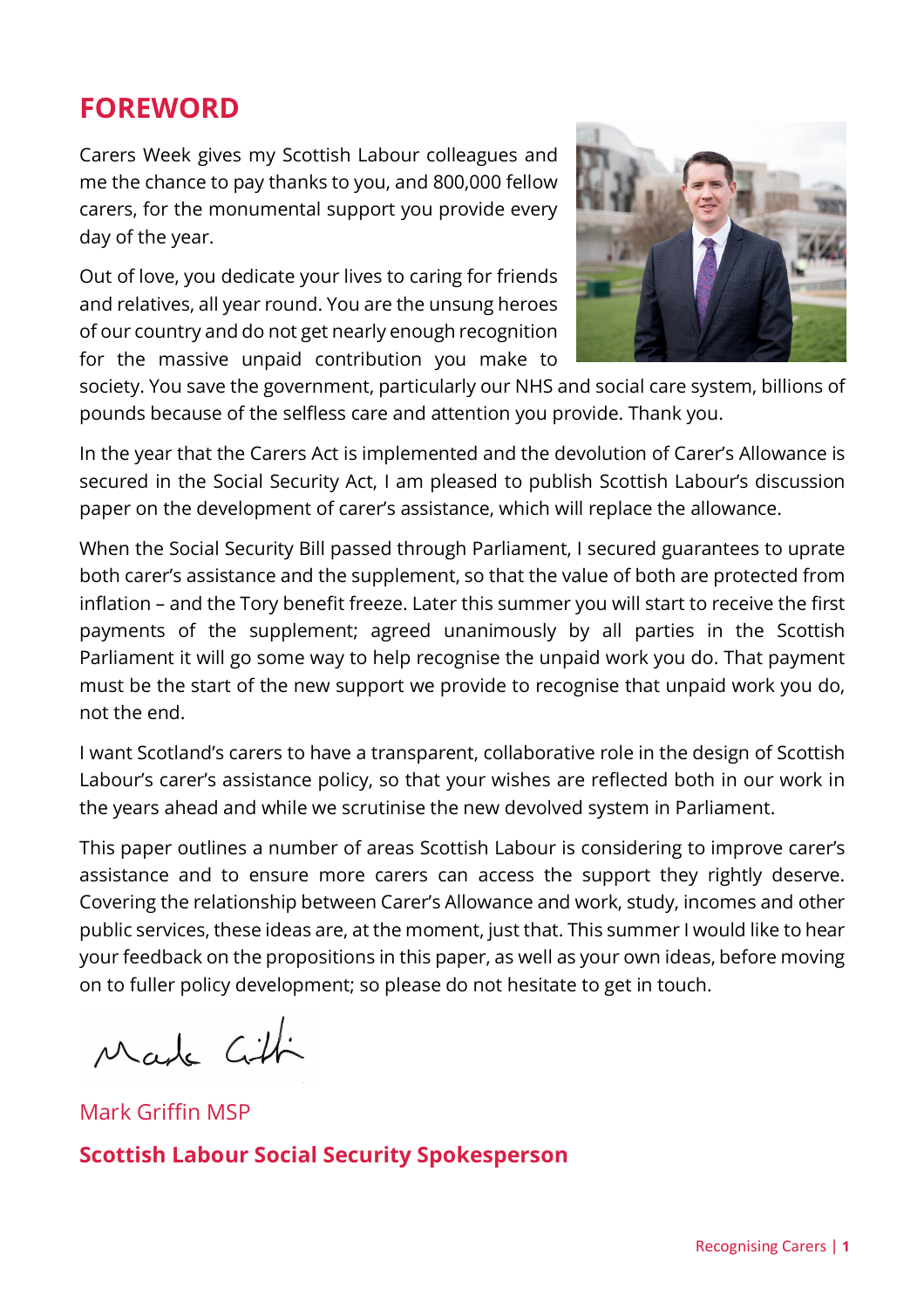# FOREWORD

Carers Week gives my Scottish Labour colleagues and me the chance to pay thanks to you, and 800,000 fellow carers, for the monumental support you provide every day of the year.

Out of love, you dedicate your lives to caring for friends and relatives, all year round. You are the unsung heroes of our country and do not get nearly enough recognition for the massive unpaid contribution you make to society. You save the government, particularly our NHS and social care system, billions of pounds because of the selfless care and attention you provide. Thank you.

In the year that the Carers Act is implemented and the devolution of Carer's Allowance is secured in the Social Security Act, I am pleased to publish Scottish Labour's discussion paper on the development of carer's assistance, which will replace the allowance.

When the Social Security Bill passed through Parliament, I secured guarantees to uprate both carer's assistance and the supplement, so that the value of both are protected from inflation – and the Tory benefit freeze. Later this summer you will start to receive the first payments of the supplement; agreed unanimously by all parties in the Scottish Parliament it will go some way to help recognise the unpaid work you do. That payment must be the start of the new support we provide to recognise that unpaid work you do, not the end.

I want Scotland's carers to have a transparent, collaborative role in the design of Scottish Labour's carer's assistance policy, so that your wishes are reflected both in our work in the years ahead and while we scrutinise the new devolved system in Parliament.

This paper outlines a number of areas Scottish Labour is considering to improve carer's assistance and to ensure more carers can access the support they rightly deserve. Covering the relationship between Carer's Allowance and work, study, incomes and other public services, these ideas are, at the moment, just that. This summer I would like to hear your feedback on the propositions in this paper, as well as your own ideas, before moving on to fuller policy development; so please do not hesitate to get in touch.

Mark Griffin MSP

**Scottish Labour Social Security Spokesperson**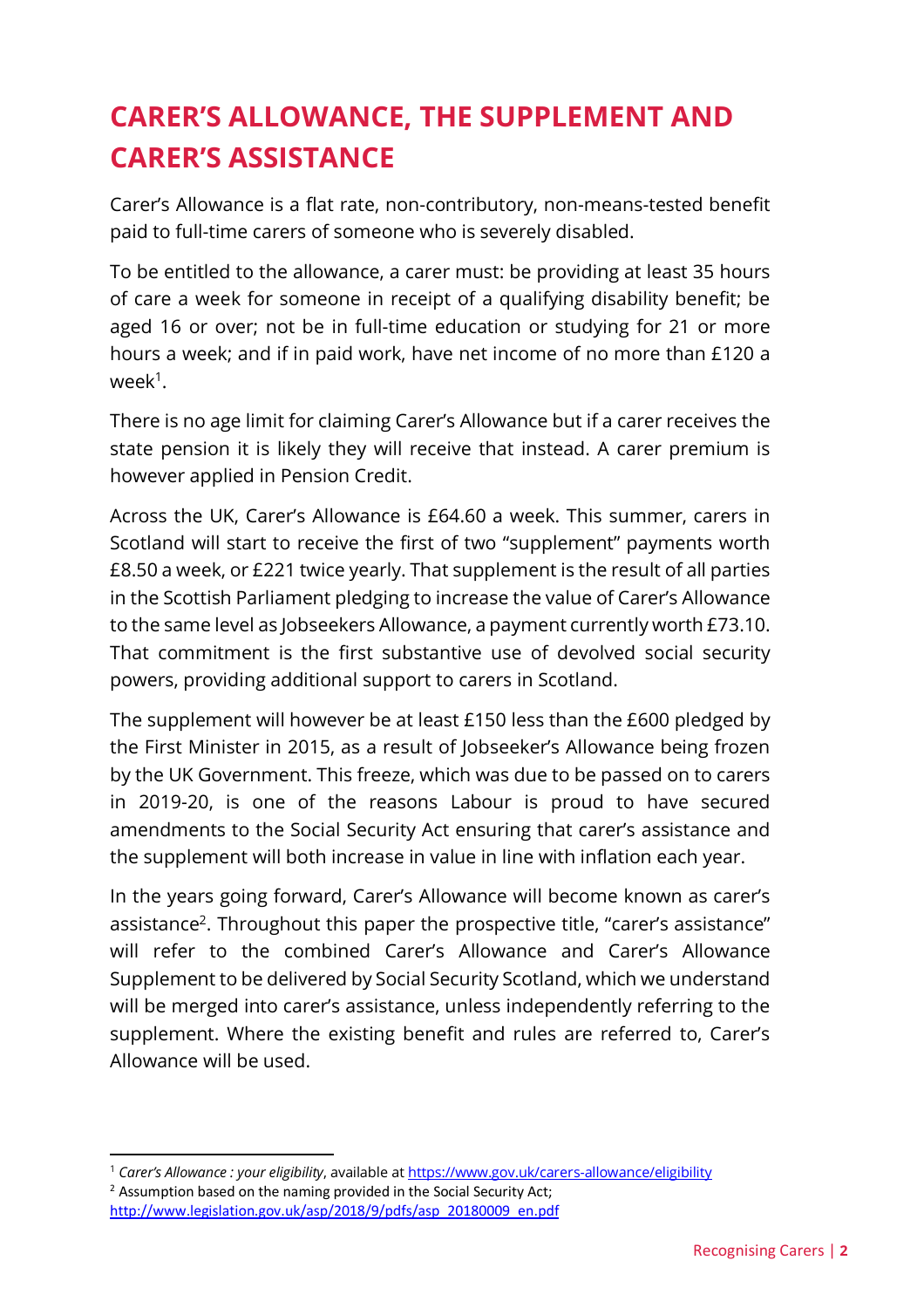# CARER'S ALLOWANCE, THE SUPPLEMENT AND CARER'S ASSISTANCE

Carer's Allowance is a flat rate, non-contributory, non-means-tested benefit paid to full-time carers of someone who is severely disabled.

To be entitled to the allowance, a carer must: be providing at least 35 hours of care a week for someone in receipt of a qualifying disability benefit; be aged 16 or over; not be in full-time education or studying for 21 or more hours a week; and if in paid work, have net income of no more than £120 a week[1].

There is no age limit for claiming Carer's Allowance but if a carer receives the state pension it is likely they will receive that instead. A carer premium is however applied in Pension Credit.

Across the UK, Carer's Allowance is £64.60 a week. This summer, carers in Scotland will start to receive the first of two "supplement" payments worth £8.50 a week, or £221 twice yearly. That supplement is the result of all parties in the Scottish Parliament pledging to increase the value of Carer's Allowance to the same level as Jobseekers Allowance, a payment currently worth £73.10. That commitment is the first substantive use of devolved social security powers, providing additional support to carers in Scotland.

The supplement will however be at least £150 less than the £600 pledged by the First Minister in 2015, as a result of Jobseeker's Allowance being frozen by the UK Government. This freeze, which was due to be passed on to carers in 2019-20, is one of the reasons Labour is proud to have secured amendments to the Social Security Act ensuring that carer's assistance and the supplement will both increase in value in line with inflation each year.

In the years going forward, Carer's Allowance will become known as carer's assistance[2]. Throughout this paper the prospective title, "carer's assistance" will refer to the combined Carer's Allowance and Carer's Allowance Supplement to be delivered by Social Security Scotland, which we understand will be merged into carer's assistance, unless independently referring to the supplement. Where the existing benefit and rules are referred to, Carer's Allowance will be used.

---

[1] *Carer's Allowance : your eligibility*, available at https://www.gov.uk/carers-allowance/eligibility

[2] Assumption based on the naming provided in the Social Security Act; http://www.legislation.gov.uk/asp/2018/9/pdfs/asp_20180009_en.pdf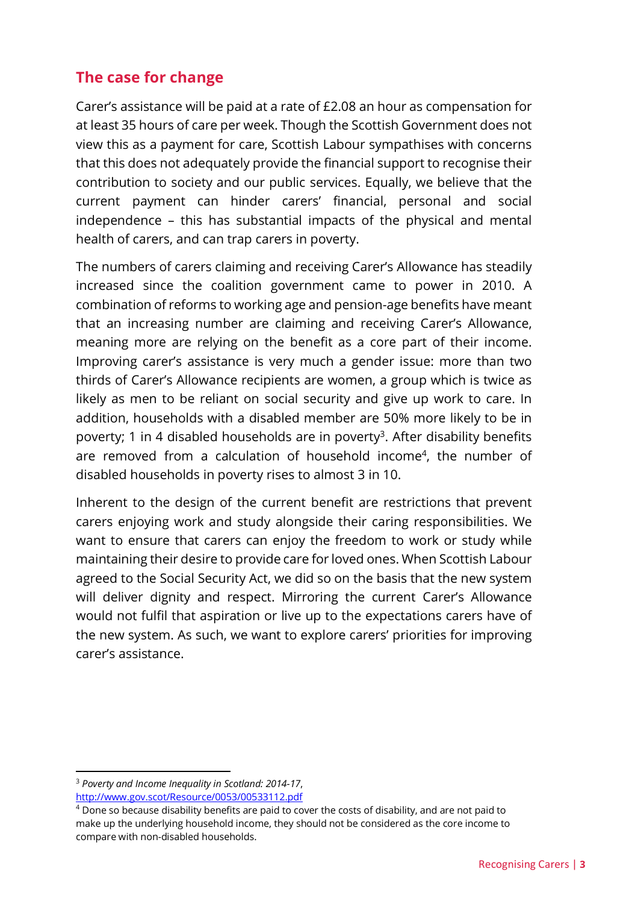## The case for change

Carer's assistance will be paid at a rate of £2.08 an hour as compensation for at least 35 hours of care per week. Though the Scottish Government does not view this as a payment for care, Scottish Labour sympathises with concerns that this does not adequately provide the financial support to recognise their contribution to society and our public services. Equally, we believe that the current payment can hinder carers' financial, personal and social independence – this has substantial impacts of the physical and mental health of carers, and can trap carers in poverty.

The numbers of carers claiming and receiving Carer's Allowance has steadily increased since the coalition government came to power in 2010. A combination of reforms to working age and pension-age benefits have meant that an increasing number are claiming and receiving Carer's Allowance, meaning more are relying on the benefit as a core part of their income. Improving carer's assistance is very much a gender issue: more than two thirds of Carer's Allowance recipients are women, a group which is twice as likely as men to be reliant on social security and give up work to care. In addition, households with a disabled member are 50% more likely to be in poverty; 1 in 4 disabled households are in poverty[3]. After disability benefits are removed from a calculation of household income[4], the number of disabled households in poverty rises to almost 3 in 10.

Inherent to the design of the current benefit are restrictions that prevent carers enjoying work and study alongside their caring responsibilities. We want to ensure that carers can enjoy the freedom to work or study while maintaining their desire to provide care for loved ones. When Scottish Labour agreed to the Social Security Act, we did so on the basis that the new system will deliver dignity and respect. Mirroring the current Carer's Allowance would not fulfil that aspiration or live up to the expectations carers have of the new system. As such, we want to explore carers' priorities for improving carer's assistance.

---

[3] *Poverty and Income Inequality in Scotland: 2014-17*, http://www.gov.scot/Resource/0053/00533112.pdf

[4] Done so because disability benefits are paid to cover the costs of disability, and are not paid to make up the underlying household income, they should not be considered as the core income to compare with non-disabled households.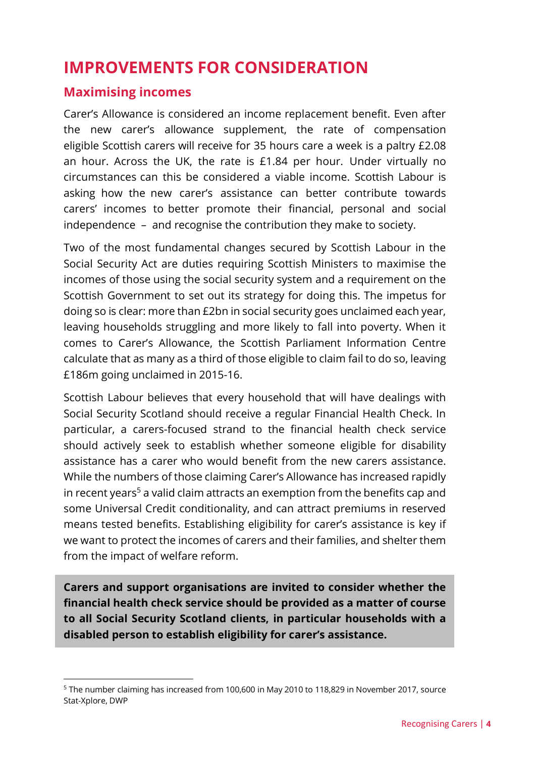# IMPROVEMENTS FOR CONSIDERATION

## Maximising incomes

Carer's Allowance is considered an income replacement benefit. Even after the new carer's allowance supplement, the rate of compensation eligible Scottish carers will receive for 35 hours care a week is a paltry £2.08 an hour. Across the UK, the rate is £1.84 per hour. Under virtually no circumstances can this be considered a viable income. Scottish Labour is asking how the new carer's assistance can better contribute towards carers' incomes to better promote their financial, personal and social independence – and recognise the contribution they make to society.

Two of the most fundamental changes secured by Scottish Labour in the Social Security Act are duties requiring Scottish Ministers to maximise the incomes of those using the social security system and a requirement on the Scottish Government to set out its strategy for doing this. The impetus for doing so is clear: more than £2bn in social security goes unclaimed each year, leaving households struggling and more likely to fall into poverty. When it comes to Carer's Allowance, the Scottish Parliament Information Centre calculate that as many as a third of those eligible to claim fail to do so, leaving £186m going unclaimed in 2015-16.

Scottish Labour believes that every household that will have dealings with Social Security Scotland should receive a regular Financial Health Check. In particular, a carers-focused strand to the financial health check service should actively seek to establish whether someone eligible for disability assistance has a carer who would benefit from the new carers assistance. While the numbers of those claiming Carer's Allowance has increased rapidly in recent years[5] a valid claim attracts an exemption from the benefits cap and some Universal Credit conditionality, and can attract premiums in reserved means tested benefits. Establishing eligibility for carer's assistance is key if we want to protect the incomes of carers and their families, and shelter them from the impact of welfare reform.

**Carers and support organisations are invited to consider whether the financial health check service should be provided as a matter of course to all Social Security Scotland clients, in particular households with a disabled person to establish eligibility for carer's assistance.**

---

[5] The number claiming has increased from 100,600 in May 2010 to 118,829 in November 2017, source Stat-Xplore, DWP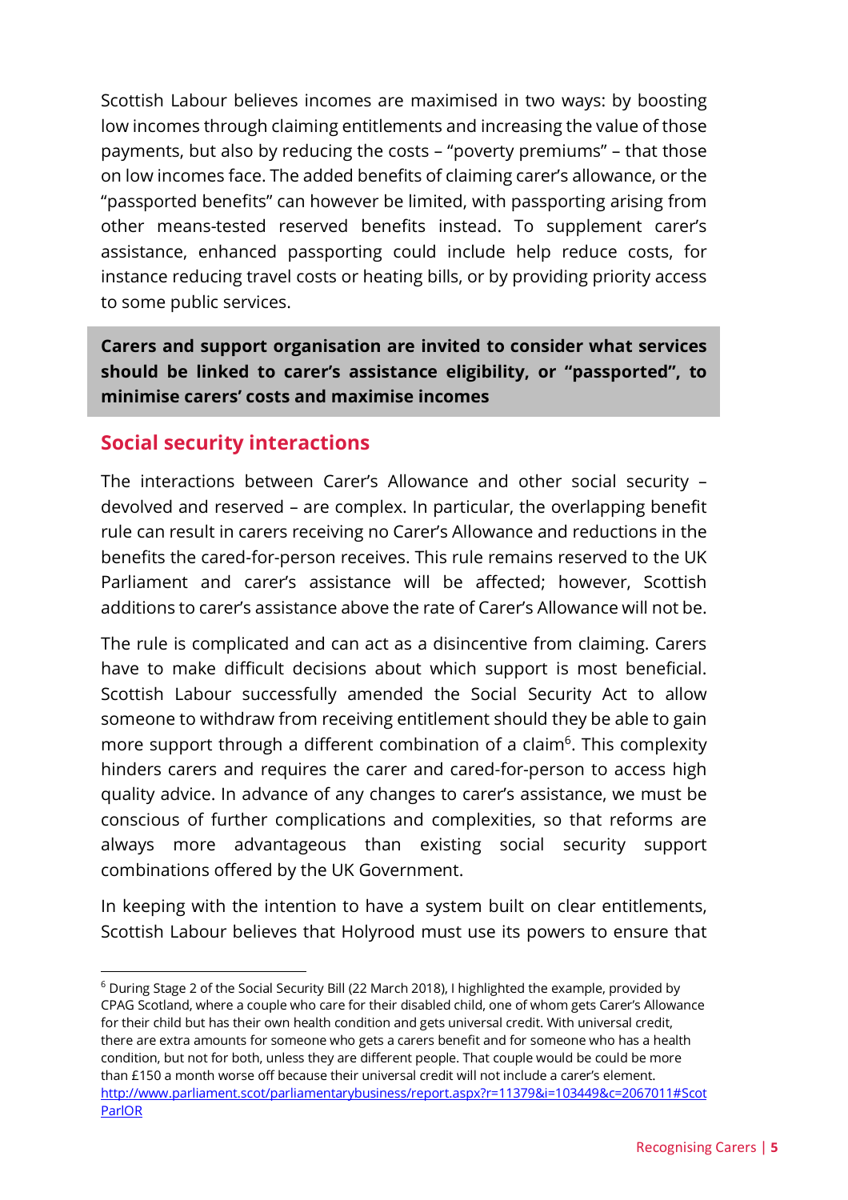Scottish Labour believes incomes are maximised in two ways: by boosting low incomes through claiming entitlements and increasing the value of those payments, but also by reducing the costs – "poverty premiums" – that those on low incomes face. The added benefits of claiming carer's allowance, or the "passported benefits" can however be limited, with passporting arising from other means-tested reserved benefits instead. To supplement carer's assistance, enhanced passporting could include help reduce costs, for instance reducing travel costs or heating bills, or by providing priority access to some public services.

**Carers and support organisation are invited to consider what services should be linked to carer's assistance eligibility, or "passported", to minimise carers' costs and maximise incomes**

## Social security interactions

The interactions between Carer's Allowance and other social security – devolved and reserved – are complex. In particular, the overlapping benefit rule can result in carers receiving no Carer's Allowance and reductions in the benefits the cared-for-person receives. This rule remains reserved to the UK Parliament and carer's assistance will be affected; however, Scottish additions to carer's assistance above the rate of Carer's Allowance will not be.

The rule is complicated and can act as a disincentive from claiming. Carers have to make difficult decisions about which support is most beneficial. Scottish Labour successfully amended the Social Security Act to allow someone to withdraw from receiving entitlement should they be able to gain more support through a different combination of a claim[6]. This complexity hinders carers and requires the carer and cared-for-person to access high quality advice. In advance of any changes to carer's assistance, we must be conscious of further complications and complexities, so that reforms are always more advantageous than existing social security support combinations offered by the UK Government.

In keeping with the intention to have a system built on clear entitlements, Scottish Labour believes that Holyrood must use its powers to ensure that

---

[6] During Stage 2 of the Social Security Bill (22 March 2018), I highlighted the example, provided by CPAG Scotland, where a couple who care for their disabled child, one of whom gets Carer's Allowance for their child but has their own health condition and gets universal credit. With universal credit, there are extra amounts for someone who gets a carers benefit and for someone who has a health condition, but not for both, unless they are different people. That couple would be could be more than £150 a month worse off because their universal credit will not include a carer's element. http://www.parliament.scot/parliamentarybusiness/report.aspx?r=11379&i=103449&c=2067011#ScotParlOR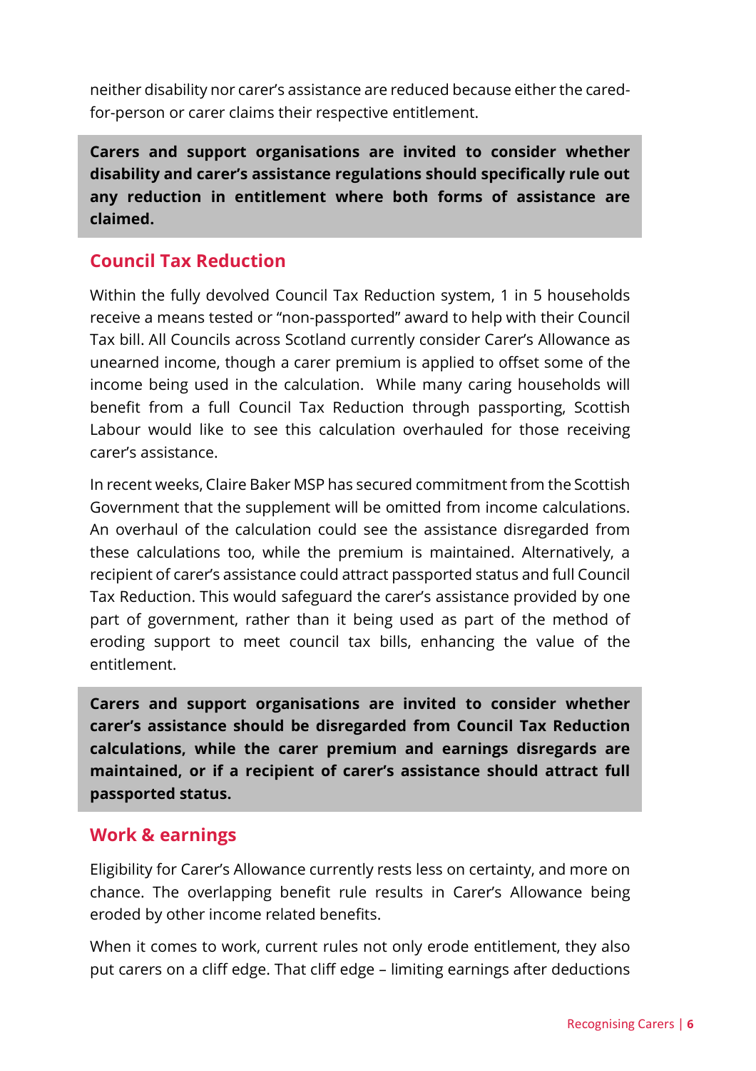neither disability nor carer's assistance are reduced because either the cared-for-person or carer claims their respective entitlement.

**Carers and support organisations are invited to consider whether disability and carer's assistance regulations should specifically rule out any reduction in entitlement where both forms of assistance are claimed.**

## Council Tax Reduction

Within the fully devolved Council Tax Reduction system, 1 in 5 households receive a means tested or "non-passported" award to help with their Council Tax bill. All Councils across Scotland currently consider Carer's Allowance as unearned income, though a carer premium is applied to offset some of the income being used in the calculation. While many caring households will benefit from a full Council Tax Reduction through passporting, Scottish Labour would like to see this calculation overhauled for those receiving carer's assistance.

In recent weeks, Claire Baker MSP has secured commitment from the Scottish Government that the supplement will be omitted from income calculations. An overhaul of the calculation could see the assistance disregarded from these calculations too, while the premium is maintained. Alternatively, a recipient of carer's assistance could attract passported status and full Council Tax Reduction. This would safeguard the carer's assistance provided by one part of government, rather than it being used as part of the method of eroding support to meet council tax bills, enhancing the value of the entitlement.

**Carers and support organisations are invited to consider whether carer's assistance should be disregarded from Council Tax Reduction calculations, while the carer premium and earnings disregards are maintained, or if a recipient of carer's assistance should attract full passported status.**

## Work & earnings

Eligibility for Carer's Allowance currently rests less on certainty, and more on chance. The overlapping benefit rule results in Carer's Allowance being eroded by other income related benefits.

When it comes to work, current rules not only erode entitlement, they also put carers on a cliff edge. That cliff edge – limiting earnings after deductions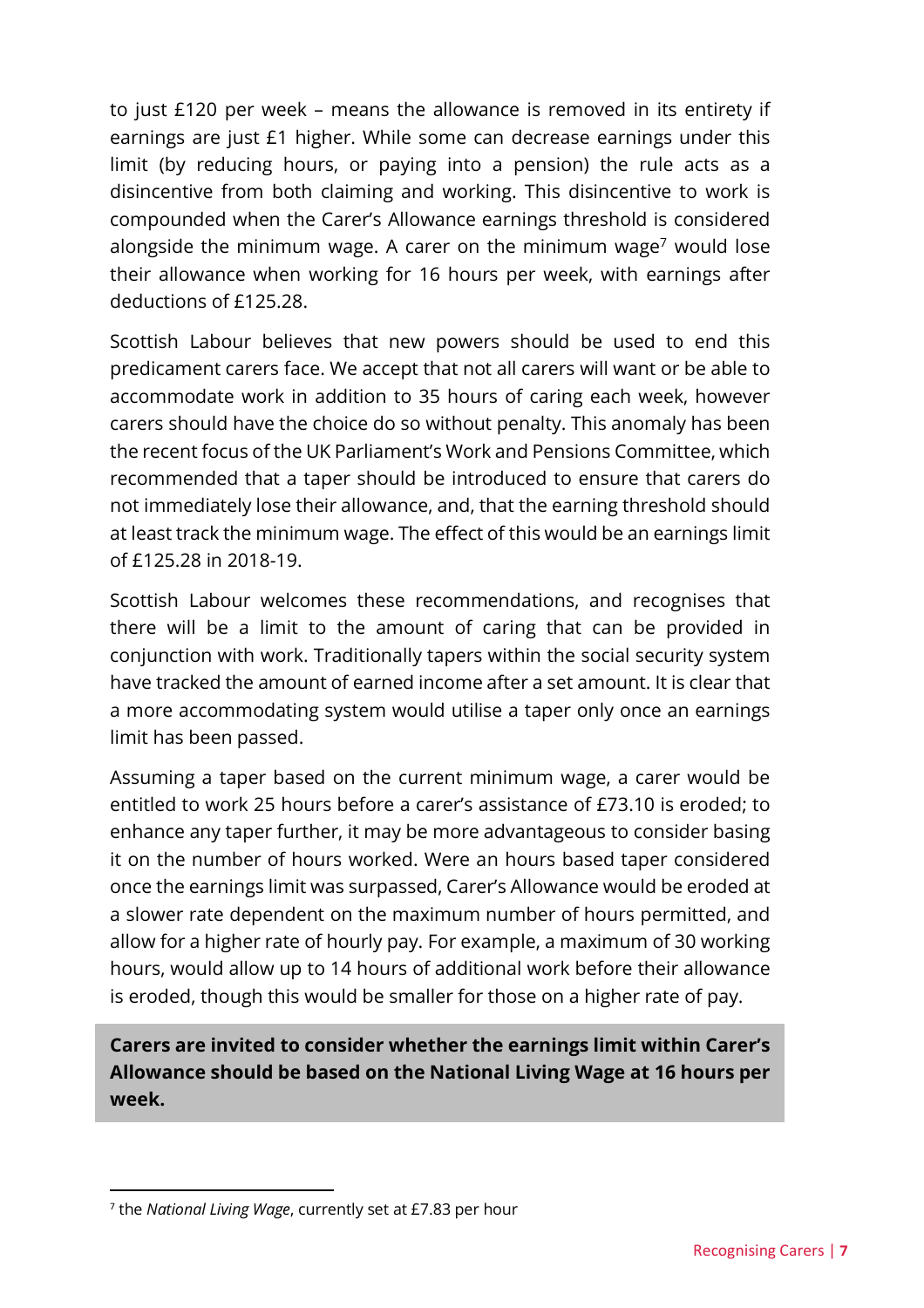to just £120 per week – means the allowance is removed in its entirety if earnings are just £1 higher. While some can decrease earnings under this limit (by reducing hours, or paying into a pension) the rule acts as a disincentive from both claiming and working. This disincentive to work is compounded when the Carer's Allowance earnings threshold is considered alongside the minimum wage. A carer on the minimum wage[7] would lose their allowance when working for 16 hours per week, with earnings after deductions of £125.28.

Scottish Labour believes that new powers should be used to end this predicament carers face. We accept that not all carers will want or be able to accommodate work in addition to 35 hours of caring each week, however carers should have the choice do so without penalty. This anomaly has been the recent focus of the UK Parliament's Work and Pensions Committee, which recommended that a taper should be introduced to ensure that carers do not immediately lose their allowance, and, that the earning threshold should at least track the minimum wage. The effect of this would be an earnings limit of £125.28 in 2018-19.

Scottish Labour welcomes these recommendations, and recognises that there will be a limit to the amount of caring that can be provided in conjunction with work. Traditionally tapers within the social security system have tracked the amount of earned income after a set amount. It is clear that a more accommodating system would utilise a taper only once an earnings limit has been passed.

Assuming a taper based on the current minimum wage, a carer would be entitled to work 25 hours before a carer's assistance of £73.10 is eroded; to enhance any taper further, it may be more advantageous to consider basing it on the number of hours worked. Were an hours based taper considered once the earnings limit was surpassed, Carer's Allowance would be eroded at a slower rate dependent on the maximum number of hours permitted, and allow for a higher rate of hourly pay. For example, a maximum of 30 working hours, would allow up to 14 hours of additional work before their allowance is eroded, though this would be smaller for those on a higher rate of pay.

**Carers are invited to consider whether the earnings limit within Carer's Allowance should be based on the National Living Wage at 16 hours per week.**

[7] the *National Living Wage*, currently set at £7.83 per hour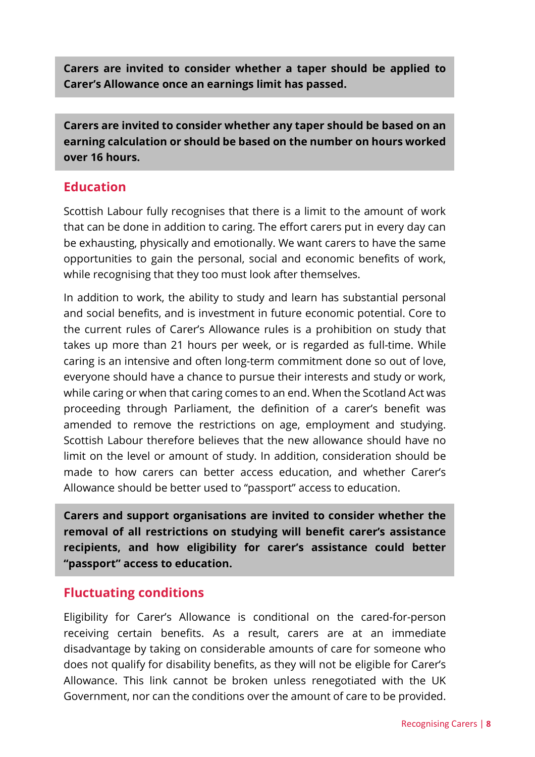**Carers are invited to consider whether a taper should be applied to Carer's Allowance once an earnings limit has passed.**

**Carers are invited to consider whether any taper should be based on an earning calculation or should be based on the number on hours worked over 16 hours.**

## Education

Scottish Labour fully recognises that there is a limit to the amount of work that can be done in addition to caring. The effort carers put in every day can be exhausting, physically and emotionally. We want carers to have the same opportunities to gain the personal, social and economic benefits of work, while recognising that they too must look after themselves.

In addition to work, the ability to study and learn has substantial personal and social benefits, and is investment in future economic potential. Core to the current rules of Carer's Allowance rules is a prohibition on study that takes up more than 21 hours per week, or is regarded as full-time. While caring is an intensive and often long-term commitment done so out of love, everyone should have a chance to pursue their interests and study or work, while caring or when that caring comes to an end. When the Scotland Act was proceeding through Parliament, the definition of a carer's benefit was amended to remove the restrictions on age, employment and studying. Scottish Labour therefore believes that the new allowance should have no limit on the level or amount of study. In addition, consideration should be made to how carers can better access education, and whether Carer's Allowance should be better used to "passport" access to education.

**Carers and support organisations are invited to consider whether the removal of all restrictions on studying will benefit carer's assistance recipients, and how eligibility for carer's assistance could better "passport" access to education.**

## Fluctuating conditions

Eligibility for Carer's Allowance is conditional on the cared-for-person receiving certain benefits. As a result, carers are at an immediate disadvantage by taking on considerable amounts of care for someone who does not qualify for disability benefits, as they will not be eligible for Carer's Allowance. This link cannot be broken unless renegotiated with the UK Government, nor can the conditions over the amount of care to be provided.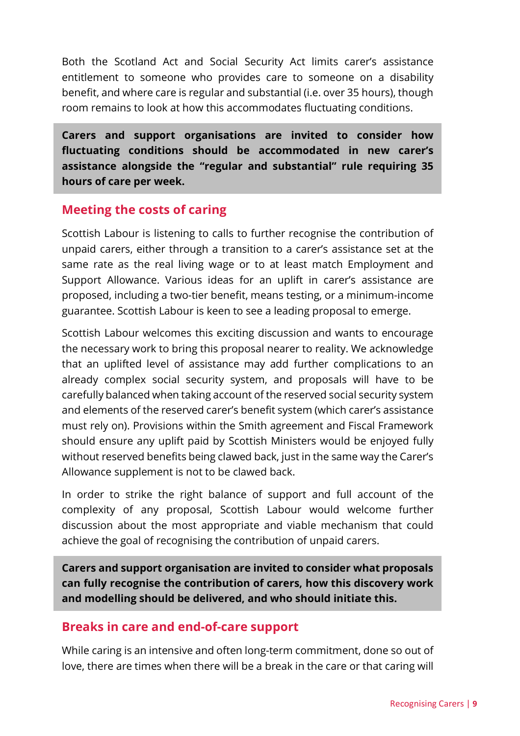Both the Scotland Act and Social Security Act limits carer's assistance entitlement to someone who provides care to someone on a disability benefit, and where care is regular and substantial (i.e. over 35 hours), though room remains to look at how this accommodates fluctuating conditions.

**Carers and support organisations are invited to consider how fluctuating conditions should be accommodated in new carer's assistance alongside the "regular and substantial" rule requiring 35 hours of care per week.**

## Meeting the costs of caring

Scottish Labour is listening to calls to further recognise the contribution of unpaid carers, either through a transition to a carer's assistance set at the same rate as the real living wage or to at least match Employment and Support Allowance. Various ideas for an uplift in carer's assistance are proposed, including a two-tier benefit, means testing, or a minimum-income guarantee. Scottish Labour is keen to see a leading proposal to emerge.

Scottish Labour welcomes this exciting discussion and wants to encourage the necessary work to bring this proposal nearer to reality. We acknowledge that an uplifted level of assistance may add further complications to an already complex social security system, and proposals will have to be carefully balanced when taking account of the reserved social security system and elements of the reserved carer's benefit system (which carer's assistance must rely on). Provisions within the Smith agreement and Fiscal Framework should ensure any uplift paid by Scottish Ministers would be enjoyed fully without reserved benefits being clawed back, just in the same way the Carer's Allowance supplement is not to be clawed back.

In order to strike the right balance of support and full account of the complexity of any proposal, Scottish Labour would welcome further discussion about the most appropriate and viable mechanism that could achieve the goal of recognising the contribution of unpaid carers.

**Carers and support organisation are invited to consider what proposals can fully recognise the contribution of carers, how this discovery work and modelling should be delivered, and who should initiate this.**

## Breaks in care and end-of-care support

While caring is an intensive and often long-term commitment, done so out of love, there are times when there will be a break in the care or that caring will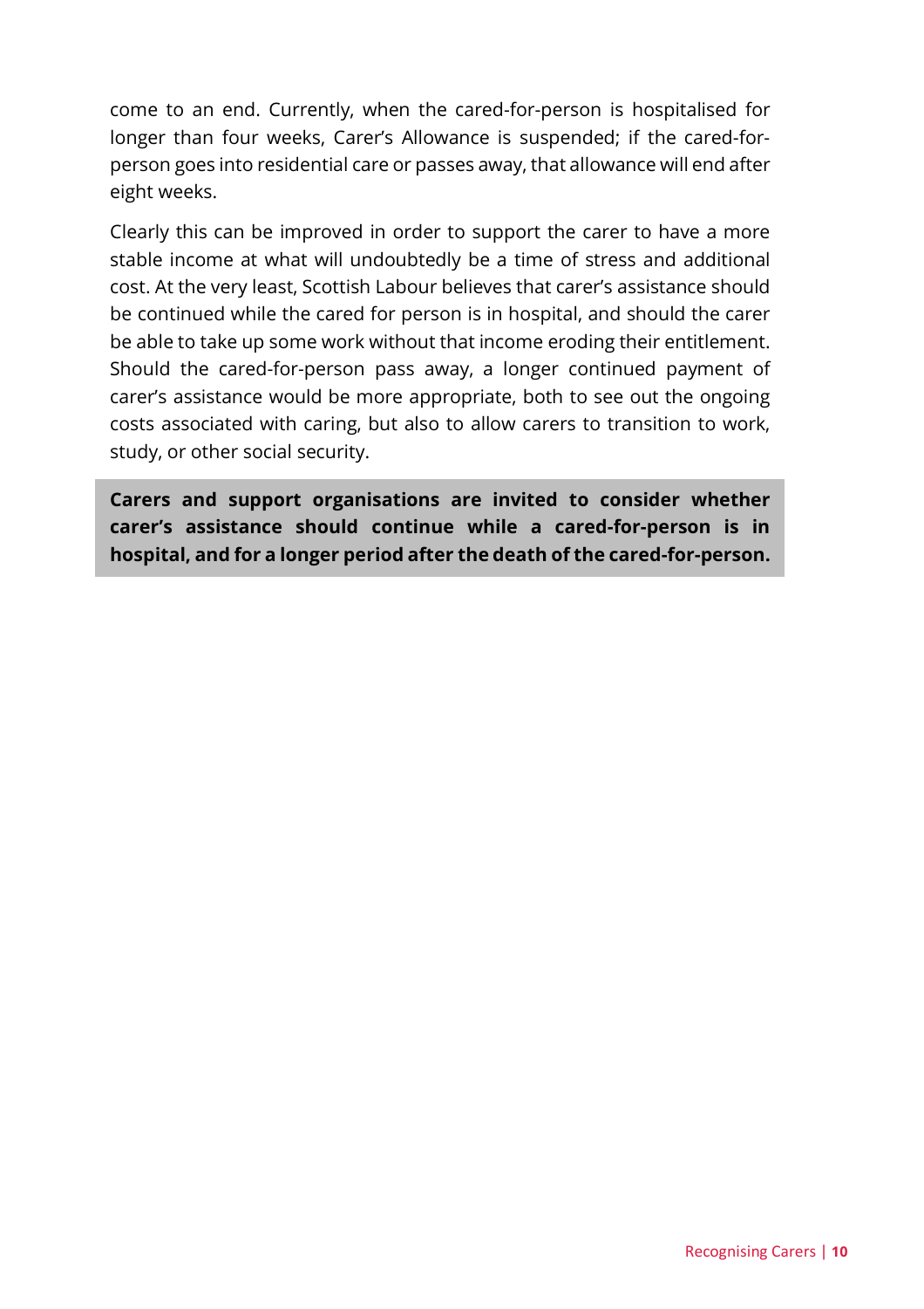come to an end. Currently, when the cared-for-person is hospitalised for longer than four weeks, Carer's Allowance is suspended; if the cared-for-person goes into residential care or passes away, that allowance will end after eight weeks.

Clearly this can be improved in order to support the carer to have a more stable income at what will undoubtedly be a time of stress and additional cost. At the very least, Scottish Labour believes that carer's assistance should be continued while the cared for person is in hospital, and should the carer be able to take up some work without that income eroding their entitlement. Should the cared-for-person pass away, a longer continued payment of carer's assistance would be more appropriate, both to see out the ongoing costs associated with caring, but also to allow carers to transition to work, study, or other social security.

**Carers and support organisations are invited to consider whether carer's assistance should continue while a cared-for-person is in hospital, and for a longer period after the death of the cared-for-person.**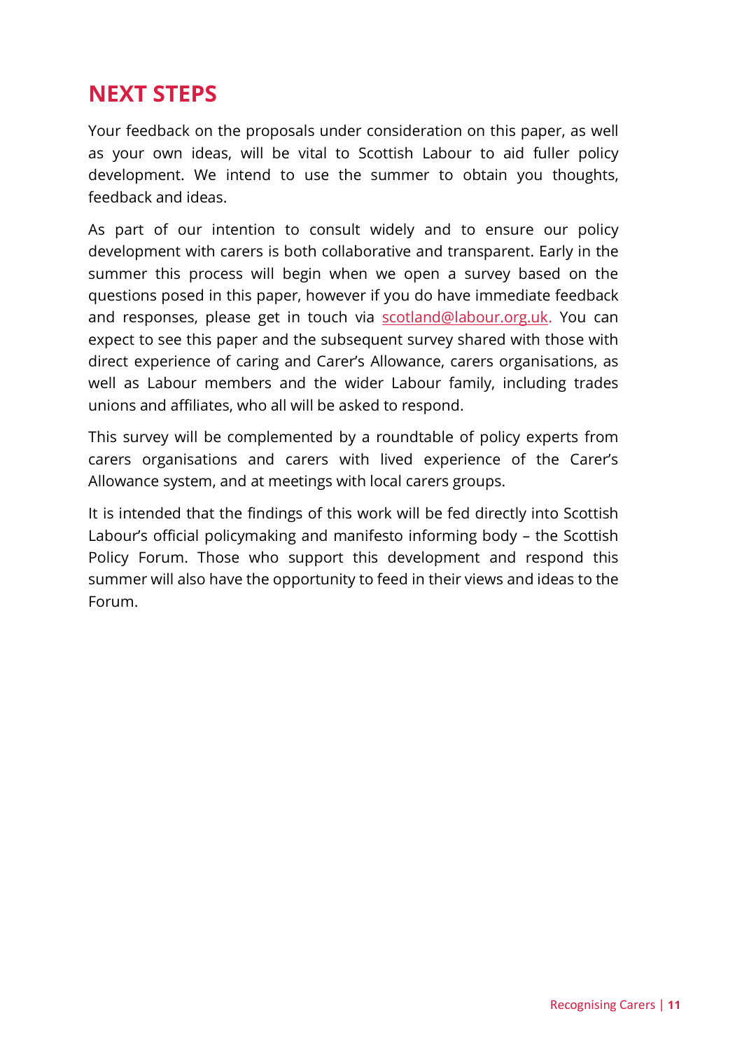## NEXT STEPS

Your feedback on the proposals under consideration on this paper, as well as your own ideas, will be vital to Scottish Labour to aid fuller policy development. We intend to use the summer to obtain you thoughts, feedback and ideas.

As part of our intention to consult widely and to ensure our policy development with carers is both collaborative and transparent. Early in the summer this process will begin when we open a survey based on the questions posed in this paper, however if you do have immediate feedback and responses, please get in touch via scotland@labour.org.uk. You can expect to see this paper and the subsequent survey shared with those with direct experience of caring and Carer's Allowance, carers organisations, as well as Labour members and the wider Labour family, including trades unions and affiliates, who all will be asked to respond.

This survey will be complemented by a roundtable of policy experts from carers organisations and carers with lived experience of the Carer's Allowance system, and at meetings with local carers groups.

It is intended that the findings of this work will be fed directly into Scottish Labour's official policymaking and manifesto informing body – the Scottish Policy Forum. Those who support this development and respond this summer will also have the opportunity to feed in their views and ideas to the Forum.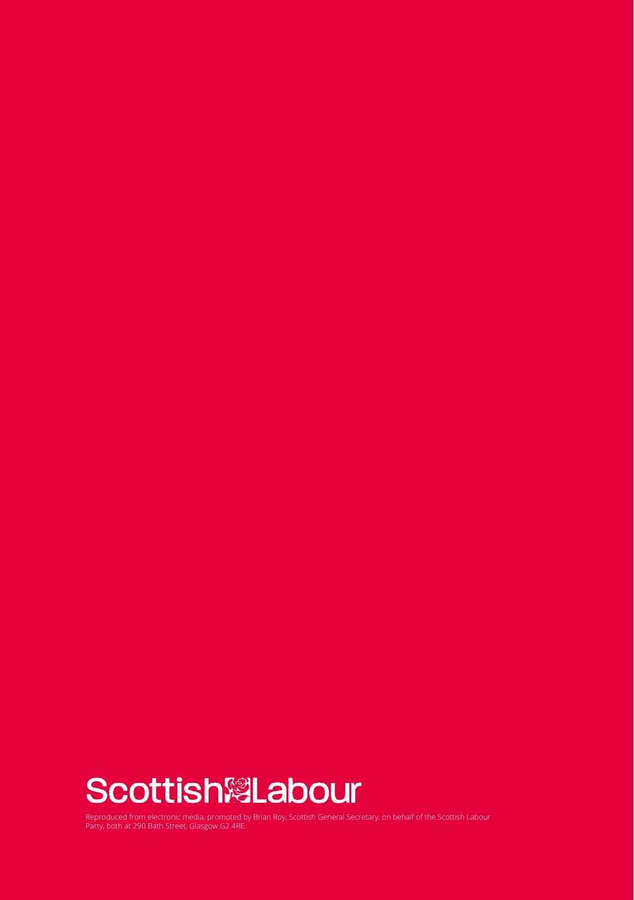Scottish Labour

Reproduced from electronic media, promoted by Brian Roy, Scottish General Secretary, on behalf of the Scottish Labour Party, both at 290 Bath Street, Glasgow G2 4RE.